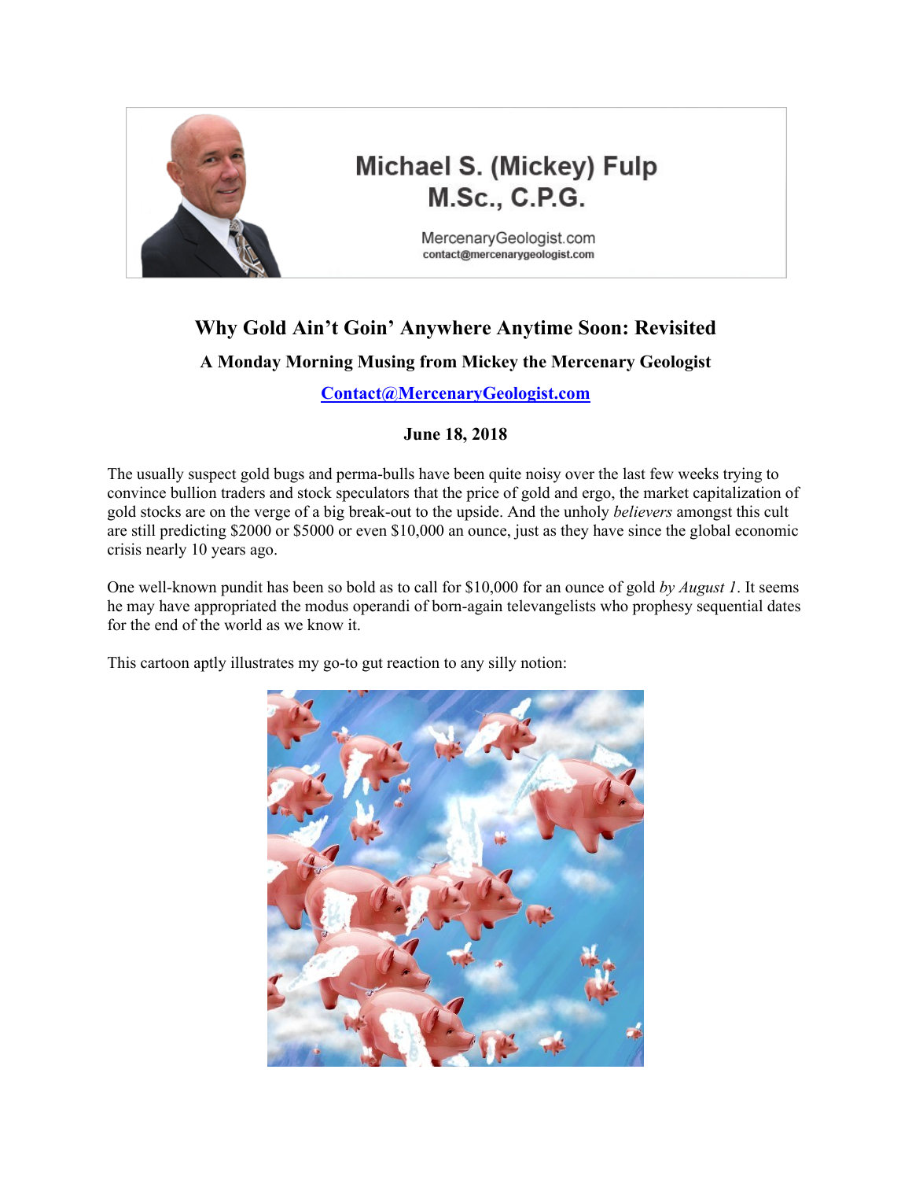Michael S. (Mickey) Fulp
M.Sc., C.P.G.

MercenaryGeologist.com
contact@mercenarygeologist.com

# Why Gold Ain't Goin' Anywhere Anytime Soon: Revisited

### A Monday Morning Musing from Mickey the Mercenary Geologist

**Contact@MercenaryGeologist.com**

**June 18, 2018**

The usually suspect gold bugs and perma-bulls have been quite noisy over the last few weeks trying to convince bullion traders and stock speculators that the price of gold and ergo, the market capitalization of gold stocks are on the verge of a big break-out to the upside. And the unholy *believers* amongst this cult are still predicting $2000 or $5000 or even $10,000 an ounce, just as they have since the global economic crisis nearly 10 years ago.

One well-known pundit has been so bold as to call for $10,000 for an ounce of gold *by August 1*. It seems he may have appropriated the modus operandi of born-again televangelists who prophesy sequential dates for the end of the world as we know it.

This cartoon aptly illustrates my go-to gut reaction to any silly notion: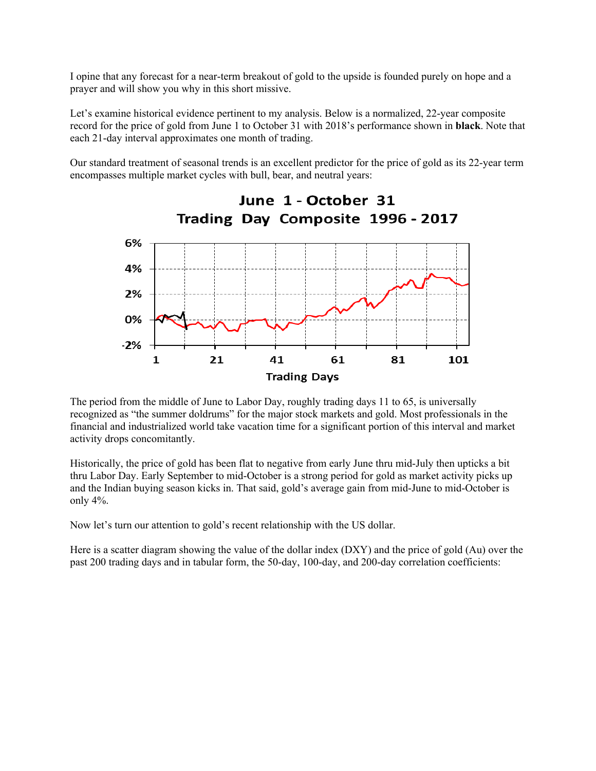I opine that any forecast for a near-term breakout of gold to the upside is founded purely on hope and a prayer and will show you why in this short missive.

Let's examine historical evidence pertinent to my analysis. Below is a normalized, 22-year composite record for the price of gold from June 1 to October 31 with 2018's performance shown in **black**. Note that each 21-day interval approximates one month of trading.

Our standard treatment of seasonal trends is an excellent predictor for the price of gold as its 22-year term encompasses multiple market cycles with bull, bear, and neutral years:

The period from the middle of June to Labor Day, roughly trading days 11 to 65, is universally recognized as "the summer doldrums" for the major stock markets and gold. Most professionals in the financial and industrialized world take vacation time for a significant portion of this interval and market activity drops concomitantly.

Historically, the price of gold has been flat to negative from early June thru mid-July then upticks a bit thru Labor Day. Early September to mid-October is a strong period for gold as market activity picks up and the Indian buying season kicks in. That said, gold's average gain from mid-June to mid-October is only 4%.

Now let's turn our attention to gold's recent relationship with the US dollar.

Here is a scatter diagram showing the value of the dollar index (DXY) and the price of gold (Au) over the past 200 trading days and in tabular form, the 50-day, 100-day, and 200-day correlation coefficients: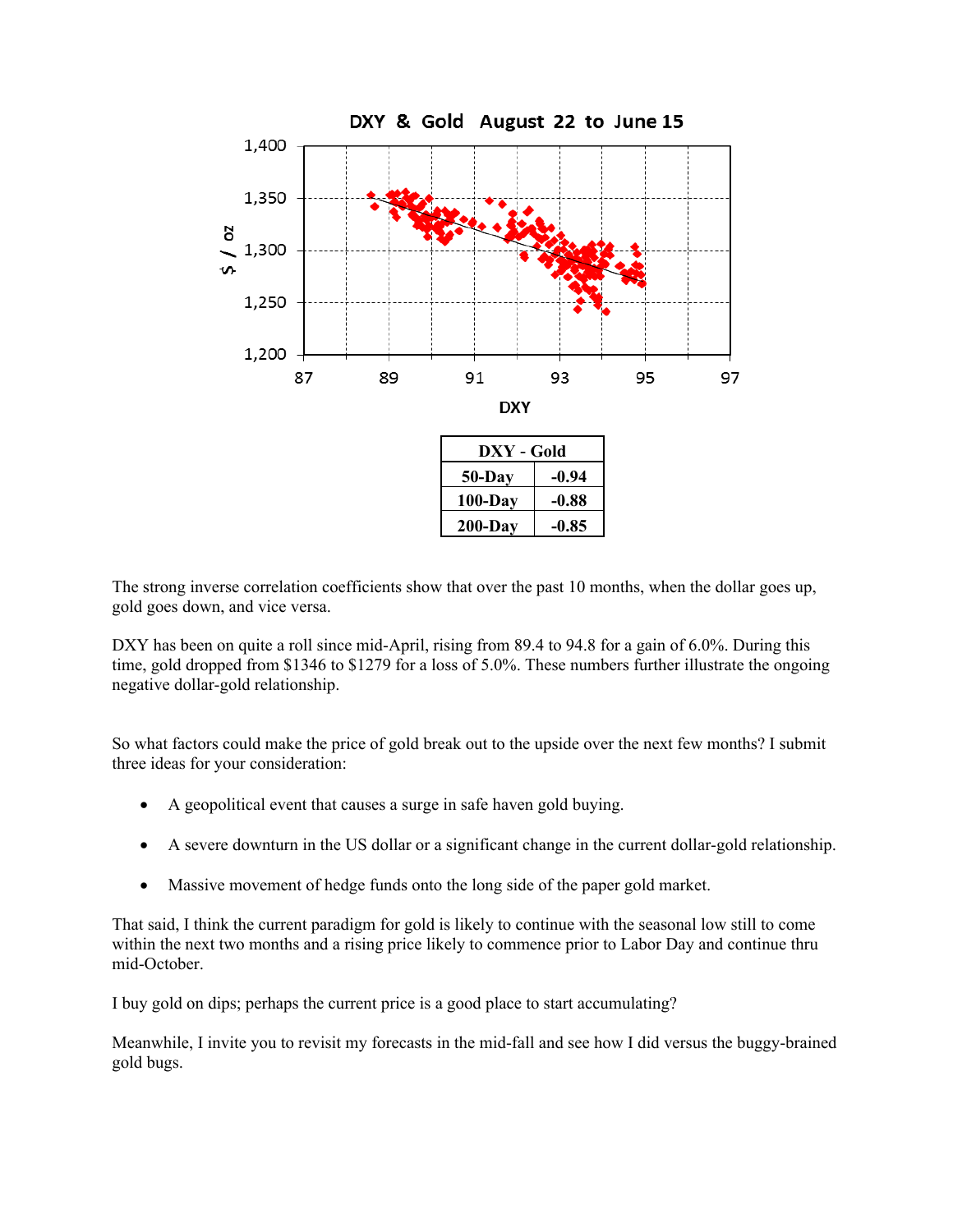| DXY - Gold | |
|---|---|
| 50-Day | -0.94 |
| 100-Day | -0.88 |
| 200-Day | -0.85 |

The strong inverse correlation coefficients show that over the past 10 months, when the dollar goes up, gold goes down, and vice versa.

DXY has been on quite a roll since mid-April, rising from 89.4 to 94.8 for a gain of 6.0%. During this time, gold dropped from $1346 to $1279 for a loss of 5.0%. These numbers further illustrate the ongoing negative dollar-gold relationship.

So what factors could make the price of gold break out to the upside over the next few months? I submit three ideas for your consideration:

- A geopolitical event that causes a surge in safe haven gold buying.
- A severe downturn in the US dollar or a significant change in the current dollar-gold relationship.
- Massive movement of hedge funds onto the long side of the paper gold market.

That said, I think the current paradigm for gold is likely to continue with the seasonal low still to come within the next two months and a rising price likely to commence prior to Labor Day and continue thru mid-October.

I buy gold on dips; perhaps the current price is a good place to start accumulating?

Meanwhile, I invite you to revisit my forecasts in the mid-fall and see how I did versus the buggy-brained gold bugs.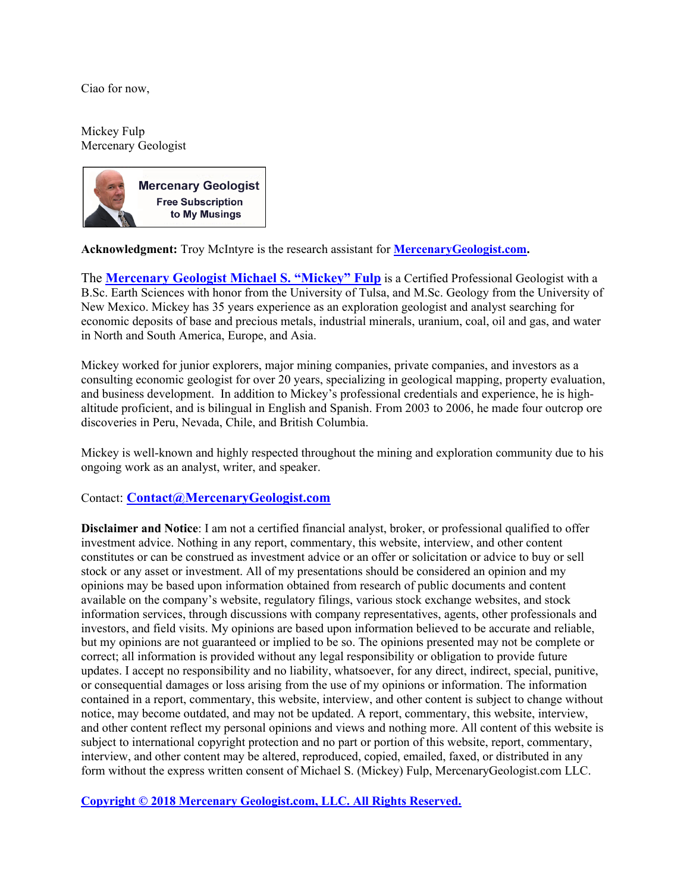Ciao for now,

Mickey Fulp
Mercenary Geologist

Mercenary Geologist
Free Subscription
to My Musings

**Acknowledgment:** Troy McIntyre is the research assistant for **MercenaryGeologist.com.**

The **Mercenary Geologist Michael S. "Mickey" Fulp** is a Certified Professional Geologist with a B.Sc. Earth Sciences with honor from the University of Tulsa, and M.Sc. Geology from the University of New Mexico. Mickey has 35 years experience as an exploration geologist and analyst searching for economic deposits of base and precious metals, industrial minerals, uranium, coal, oil and gas, and water in North and South America, Europe, and Asia.

Mickey worked for junior explorers, major mining companies, private companies, and investors as a consulting economic geologist for over 20 years, specializing in geological mapping, property evaluation, and business development. In addition to Mickey's professional credentials and experience, he is high-altitude proficient, and is bilingual in English and Spanish. From 2003 to 2006, he made four outcrop ore discoveries in Peru, Nevada, Chile, and British Columbia.

Mickey is well-known and highly respected throughout the mining and exploration community due to his ongoing work as an analyst, writer, and speaker.

Contact: **Contact@MercenaryGeologist.com**

**Disclaimer and Notice**: I am not a certified financial analyst, broker, or professional qualified to offer investment advice. Nothing in any report, commentary, this website, interview, and other content constitutes or can be construed as investment advice or an offer or solicitation or advice to buy or sell stock or any asset or investment. All of my presentations should be considered an opinion and my opinions may be based upon information obtained from research of public documents and content available on the company's website, regulatory filings, various stock exchange websites, and stock information services, through discussions with company representatives, agents, other professionals and investors, and field visits. My opinions are based upon information believed to be accurate and reliable, but my opinions are not guaranteed or implied to be so. The opinions presented may not be complete or correct; all information is provided without any legal responsibility or obligation to provide future updates. I accept no responsibility and no liability, whatsoever, for any direct, indirect, special, punitive, or consequential damages or loss arising from the use of my opinions or information. The information contained in a report, commentary, this website, interview, and other content is subject to change without notice, may become outdated, and may not be updated. A report, commentary, this website, interview, and other content reflect my personal opinions and views and nothing more. All content of this website is subject to international copyright protection and no part or portion of this website, report, commentary, interview, and other content may be altered, reproduced, copied, emailed, faxed, or distributed in any form without the express written consent of Michael S. (Mickey) Fulp, MercenaryGeologist.com LLC.

**Copyright © 2018 Mercenary Geologist.com, LLC. All Rights Reserved.**